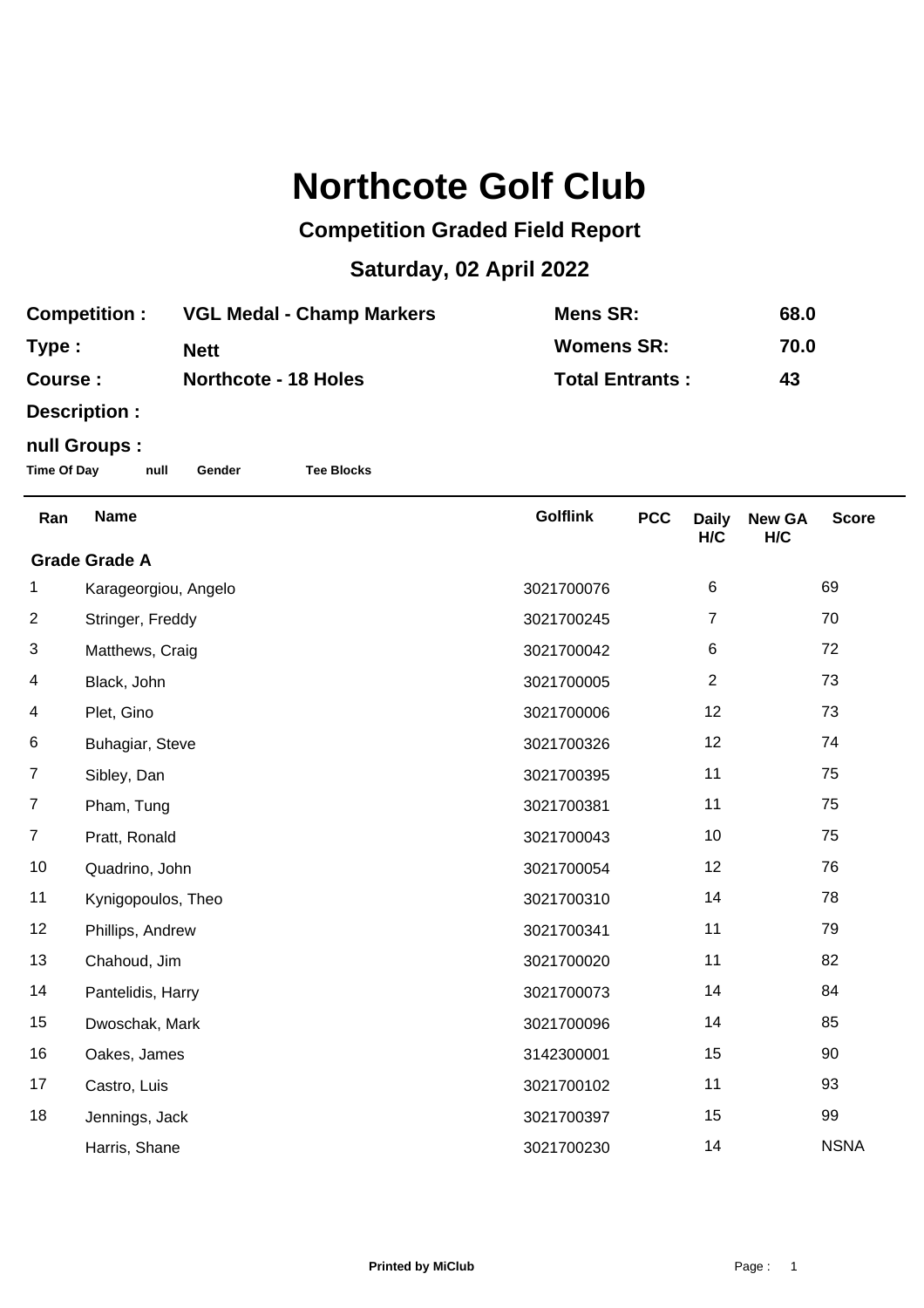# Northcote Golf Club

## Competition Graded Field Report

## Saturday, 02 April 2022

| | | | |
|---|---|---|---|
| **Competition :** | **VGL Medal - Champ Markers** | **Mens SR:** | **68.0** |
| **Type :** | **Nett** | **Womens SR:** | **70.0** |
| **Course :** | **Northcote - 18 Holes** | **Total Entrants :** | **43** |
| **Description :** | | | |

**null Groups :**

**Time Of Day** **null** **Gender** **Tee Blocks**

| Ran | Name | Golflink | PCC | Daily H/C | New GA H/C | Score |
|---|---|---|---|---|---|---|
| **Grade Grade A** | | | | | | |
| 1 | Karageorgiou, Angelo | 3021700076 | | 6 | | 69 |
| 2 | Stringer, Freddy | 3021700245 | | 7 | | 70 |
| 3 | Matthews, Craig | 3021700042 | | 6 | | 72 |
| 4 | Black, John | 3021700005 | | 2 | | 73 |
| 4 | Plet, Gino | 3021700006 | | 12 | | 73 |
| 6 | Buhagiar, Steve | 3021700326 | | 12 | | 74 |
| 7 | Sibley, Dan | 3021700395 | | 11 | | 75 |
| 7 | Pham, Tung | 3021700381 | | 11 | | 75 |
| 7 | Pratt, Ronald | 3021700043 | | 10 | | 75 |
| 10 | Quadrino, John | 3021700054 | | 12 | | 76 |
| 11 | Kynigopoulos, Theo | 3021700310 | | 14 | | 78 |
| 12 | Phillips, Andrew | 3021700341 | | 11 | | 79 |
| 13 | Chahoud, Jim | 3021700020 | | 11 | | 82 |
| 14 | Pantelidis, Harry | 3021700073 | | 14 | | 84 |
| 15 | Dwoschak, Mark | 3021700096 | | 14 | | 85 |
| 16 | Oakes, James | 3142300001 | | 15 | | 90 |
| 17 | Castro, Luis | 3021700102 | | 11 | | 93 |
| 18 | Jennings, Jack | 3021700397 | | 15 | | 99 |
| | Harris, Shane | 3021700230 | | 14 | | NSNA |

Printed by MiClub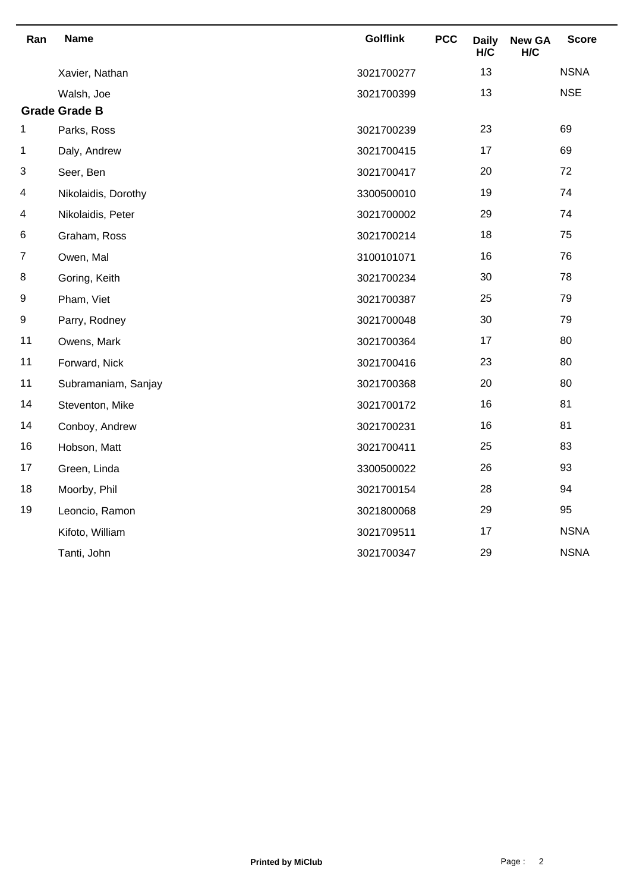| Ran | Name | Golflink | PCC | Daily H/C | New GA H/C | Score |
|---|---|---|---|---|---|---|
| | Xavier, Nathan | 3021700277 | | 13 | | NSNA |
| | Walsh, Joe | 3021700399 | | 13 | | NSE |
| **Grade Grade B** | | | | | | |
| 1 | Parks, Ross | 3021700239 | | 23 | | 69 |
| 1 | Daly, Andrew | 3021700415 | | 17 | | 69 |
| 3 | Seer, Ben | 3021700417 | | 20 | | 72 |
| 4 | Nikolaidis, Dorothy | 3300500010 | | 19 | | 74 |
| 4 | Nikolaidis, Peter | 3021700002 | | 29 | | 74 |
| 6 | Graham, Ross | 3021700214 | | 18 | | 75 |
| 7 | Owen, Mal | 3100101071 | | 16 | | 76 |
| 8 | Goring, Keith | 3021700234 | | 30 | | 78 |
| 9 | Pham, Viet | 3021700387 | | 25 | | 79 |
| 9 | Parry, Rodney | 3021700048 | | 30 | | 79 |
| 11 | Owens, Mark | 3021700364 | | 17 | | 80 |
| 11 | Forward, Nick | 3021700416 | | 23 | | 80 |
| 11 | Subramaniam, Sanjay | 3021700368 | | 20 | | 80 |
| 14 | Steventon, Mike | 3021700172 | | 16 | | 81 |
| 14 | Conboy, Andrew | 3021700231 | | 16 | | 81 |
| 16 | Hobson, Matt | 3021700411 | | 25 | | 83 |
| 17 | Green, Linda | 3300500022 | | 26 | | 93 |
| 18 | Moorby, Phil | 3021700154 | | 28 | | 94 |
| 19 | Leoncio, Ramon | 3021800068 | | 29 | | 95 |
| | Kifoto, William | 3021709511 | | 17 | | NSNA |
| | Tanti, John | 3021700347 | | 29 | | NSNA |

**Printed by MiClub**